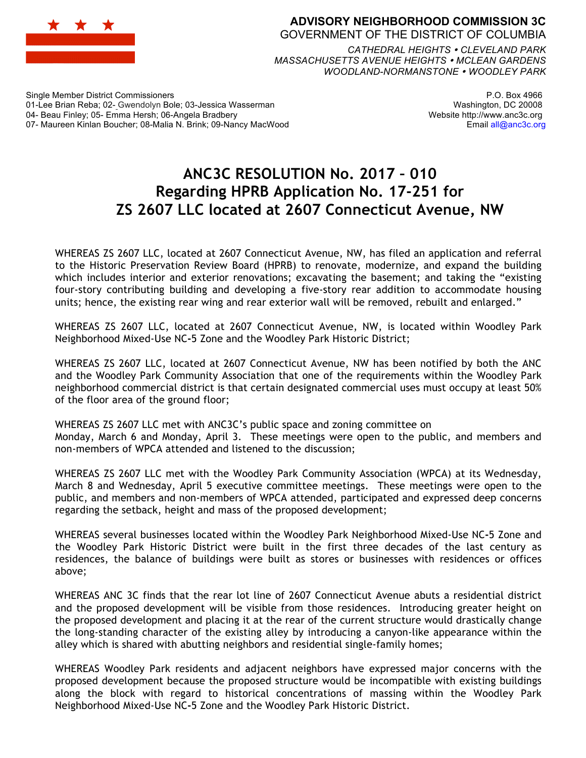**ADVISORY NEIGHBORHOOD COMMISSION 3C**
GOVERNMENT OF THE DISTRICT OF COLUMBIA

*CATHEDRAL HEIGHTS • CLEVELAND PARK*
*MASSACHUSETTS AVENUE HEIGHTS • MCLEAN GARDENS*
*WOODLAND-NORMANSTONE • WOODLEY PARK*

Single Member District Commissioners
01-Lee Brian Reba; 02- Gwendolyn Bole; 03-Jessica Wasserman
04- Beau Finley; 05- Emma Hersh; 06-Angela Bradbery
07- Maureen Kinlan Boucher; 08-Malia N. Brink; 09-Nancy MacWood

P.O. Box 4966
Washington, DC 20008
Website http://www.anc3c.org
Email all@anc3c.org

# ANC3C RESOLUTION No. 2017 – 010
## Regarding HPRB Application No. 17-251 for
## ZS 2607 LLC located at 2607 Connecticut Avenue, NW

WHEREAS ZS 2607 LLC, located at 2607 Connecticut Avenue, NW, has filed an application and referral to the Historic Preservation Review Board (HPRB) to renovate, modernize, and expand the building which includes interior and exterior renovations; excavating the basement; and taking the "existing four-story contributing building and developing a five-story rear addition to accommodate housing units; hence, the existing rear wing and rear exterior wall will be removed, rebuilt and enlarged."

WHEREAS ZS 2607 LLC, located at 2607 Connecticut Avenue, NW, is located within Woodley Park Neighborhood Mixed-Use NC-5 Zone and the Woodley Park Historic District;

WHEREAS ZS 2607 LLC, located at 2607 Connecticut Avenue, NW has been notified by both the ANC and the Woodley Park Community Association that one of the requirements within the Woodley Park neighborhood commercial district is that certain designated commercial uses must occupy at least 50% of the floor area of the ground floor;

WHEREAS ZS 2607 LLC met with ANC3C's public space and zoning committee on Monday, March 6 and Monday, April 3. These meetings were open to the public, and members and non-members of WPCA attended and listened to the discussion;

WHEREAS ZS 2607 LLC met with the Woodley Park Community Association (WPCA) at its Wednesday, March 8 and Wednesday, April 5 executive committee meetings. These meetings were open to the public, and members and non-members of WPCA attended, participated and expressed deep concerns regarding the setback, height and mass of the proposed development;

WHEREAS several businesses located within the Woodley Park Neighborhood Mixed-Use NC-5 Zone and the Woodley Park Historic District were built in the first three decades of the last century as residences, the balance of buildings were built as stores or businesses with residences or offices above;

WHEREAS ANC 3C finds that the rear lot line of 2607 Connecticut Avenue abuts a residential district and the proposed development will be visible from those residences. Introducing greater height on the proposed development and placing it at the rear of the current structure would drastically change the long-standing character of the existing alley by introducing a canyon-like appearance within the alley which is shared with abutting neighbors and residential single-family homes;

WHEREAS Woodley Park residents and adjacent neighbors have expressed major concerns with the proposed development because the proposed structure would be incompatible with existing buildings along the block with regard to historical concentrations of massing within the Woodley Park Neighborhood Mixed-Use NC-5 Zone and the Woodley Park Historic District.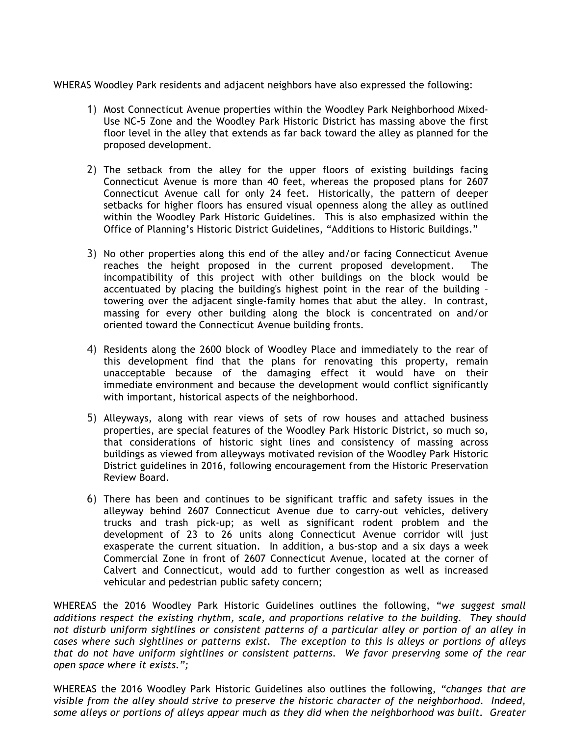WHERAS Woodley Park residents and adjacent neighbors have also expressed the following:

1) Most Connecticut Avenue properties within the Woodley Park Neighborhood Mixed-Use NC-5 Zone and the Woodley Park Historic District has massing above the first floor level in the alley that extends as far back toward the alley as planned for the proposed development.

2) The setback from the alley for the upper floors of existing buildings facing Connecticut Avenue is more than 40 feet, whereas the proposed plans for 2607 Connecticut Avenue call for only 24 feet. Historically, the pattern of deeper setbacks for higher floors has ensured visual openness along the alley as outlined within the Woodley Park Historic Guidelines. This is also emphasized within the Office of Planning's Historic District Guidelines, "Additions to Historic Buildings."

3) No other properties along this end of the alley and/or facing Connecticut Avenue reaches the height proposed in the current proposed development. The incompatibility of this project with other buildings on the block would be accentuated by placing the building's highest point in the rear of the building – towering over the adjacent single-family homes that abut the alley. In contrast, massing for every other building along the block is concentrated on and/or oriented toward the Connecticut Avenue building fronts.

4) Residents along the 2600 block of Woodley Place and immediately to the rear of this development find that the plans for renovating this property, remain unacceptable because of the damaging effect it would have on their immediate environment and because the development would conflict significantly with important, historical aspects of the neighborhood.

5) Alleyways, along with rear views of sets of row houses and attached business properties, are special features of the Woodley Park Historic District, so much so, that considerations of historic sight lines and consistency of massing across buildings as viewed from alleyways motivated revision of the Woodley Park Historic District guidelines in 2016, following encouragement from the Historic Preservation Review Board.

6) There has been and continues to be significant traffic and safety issues in the alleyway behind 2607 Connecticut Avenue due to carry-out vehicles, delivery trucks and trash pick-up; as well as significant rodent problem and the development of 23 to 26 units along Connecticut Avenue corridor will just exasperate the current situation. In addition, a bus-stop and a six days a week Commercial Zone in front of 2607 Connecticut Avenue, located at the corner of Calvert and Connecticut, would add to further congestion as well as increased vehicular and pedestrian public safety concern;

WHEREAS the 2016 Woodley Park Historic Guidelines outlines the following, "*we suggest small additions respect the existing rhythm, scale, and proportions relative to the building. They should not disturb uniform sightlines or consistent patterns of a particular alley or portion of an alley in cases where such sightlines or patterns exist. The exception to this is alleys or portions of alleys that do not have uniform sightlines or consistent patterns. We favor preserving some of the rear open space where it exists.";*

WHEREAS the 2016 Woodley Park Historic Guidelines also outlines the following, "*changes that are visible from the alley should strive to preserve the historic character of the neighborhood. Indeed, some alleys or portions of alleys appear much as they did when the neighborhood was built. Greater*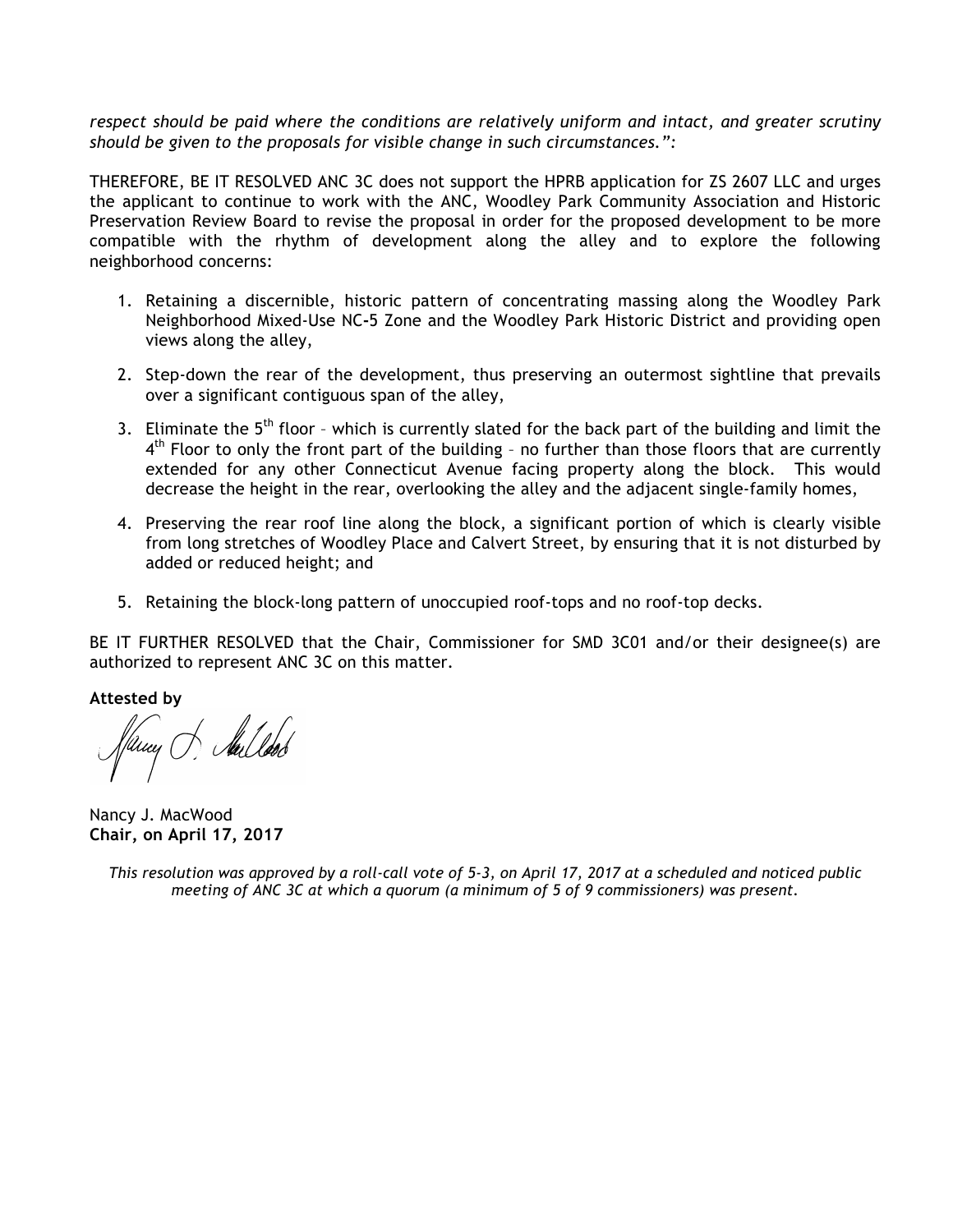*respect should be paid where the conditions are relatively uniform and intact, and greater scrutiny should be given to the proposals for visible change in such circumstances.":*

THEREFORE, BE IT RESOLVED ANC 3C does not support the HPRB application for ZS 2607 LLC and urges the applicant to continue to work with the ANC, Woodley Park Community Association and Historic Preservation Review Board to revise the proposal in order for the proposed development to be more compatible with the rhythm of development along the alley and to explore the following neighborhood concerns:

1. Retaining a discernible, historic pattern of concentrating massing along the Woodley Park Neighborhood Mixed-Use NC-5 Zone and the Woodley Park Historic District and providing open views along the alley,

2. Step-down the rear of the development, thus preserving an outermost sightline that prevails over a significant contiguous span of the alley,

3. Eliminate the 5th floor – which is currently slated for the back part of the building and limit the 4th Floor to only the front part of the building – no further than those floors that are currently extended for any other Connecticut Avenue facing property along the block. This would decrease the height in the rear, overlooking the alley and the adjacent single-family homes,

4. Preserving the rear roof line along the block, a significant portion of which is clearly visible from long stretches of Woodley Place and Calvert Street, by ensuring that it is not disturbed by added or reduced height; and

5. Retaining the block-long pattern of unoccupied roof-tops and no roof-top decks.

BE IT FURTHER RESOLVED that the Chair, Commissioner for SMD 3C01 and/or their designee(s) are authorized to represent ANC 3C on this matter.

**Attested by**

Nancy J. MacWood
**Chair, on April 17, 2017**

*This resolution was approved by a roll-call vote of 5-3, on April 17, 2017 at a scheduled and noticed public meeting of ANC 3C at which a quorum (a minimum of 5 of 9 commissioners) was present.*